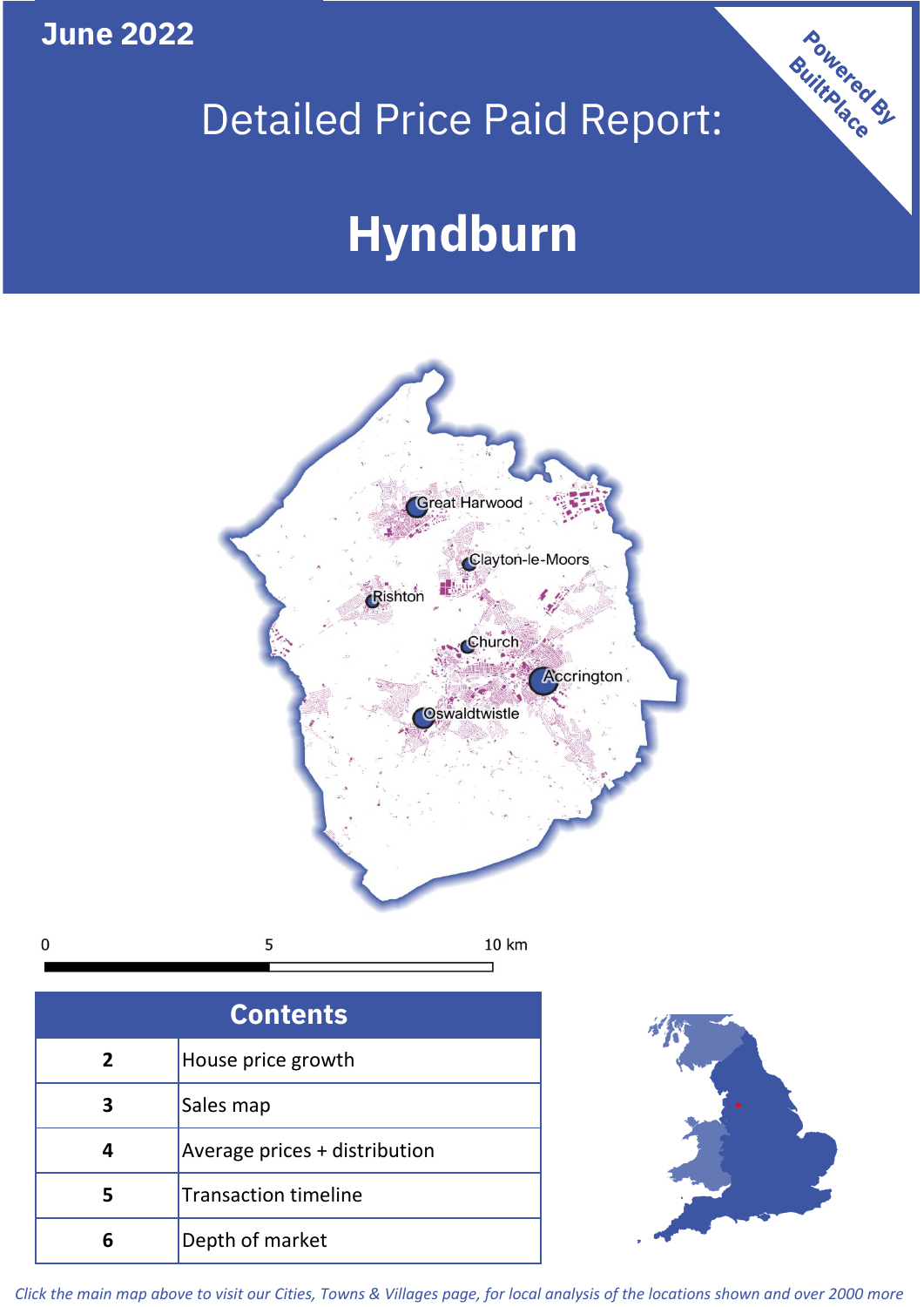June 2022

# Detailed Price Paid Report:

# Hyndburn

Powered By BuiltPlace

| Contents | |
|---|---|
| 2 | House price growth |
| 3 | Sales map |
| 4 | Average prices + distribution |
| 5 | Transaction timeline |
| 6 | Depth of market |

*Click the main map above to visit our Cities, Towns & Villages page, for local analysis of the locations shown and over 2000 more*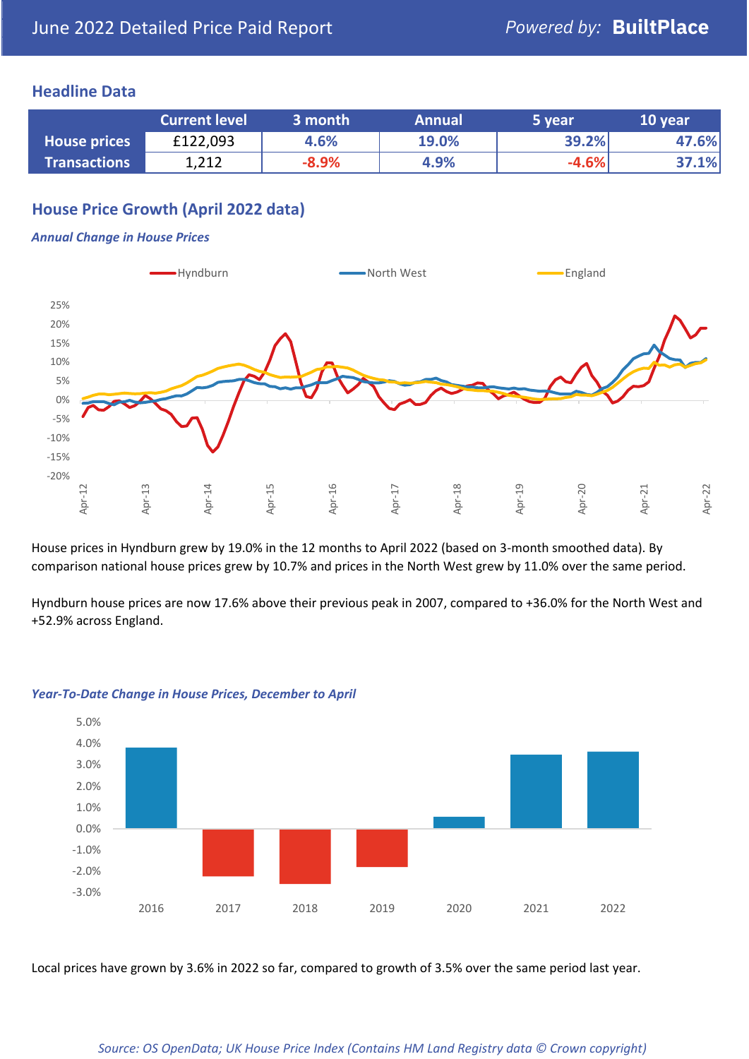# June 2022 Detailed Price Paid Report

Powered by: **BuiltPlace**

## Headline Data

| | Current level | 3 month | Annual | 5 year | 10 year |
|---|---|---|---|---|---|
| **House prices** | £122,093 | 4.6% | 19.0% | 39.2% | 47.6% |
| **Transactions** | 1,212 | -8.9% | 4.9% | -4.6% | 37.1% |

## House Price Growth (April 2022 data)

***Annual Change in House Prices***

House prices in Hyndburn grew by 19.0% in the 12 months to April 2022 (based on 3-month smoothed data). By comparison national house prices grew by 10.7% and prices in the North West grew by 11.0% over the same period.

Hyndburn house prices are now 17.6% above their previous peak in 2007, compared to +36.0% for the North West and +52.9% across England.

***Year-To-Date Change in House Prices, December to April***

Local prices have grown by 3.6% in 2022 so far, compared to growth of 3.5% over the same period last year.

*Source: OS OpenData; UK House Price Index (Contains HM Land Registry data © Crown copyright)*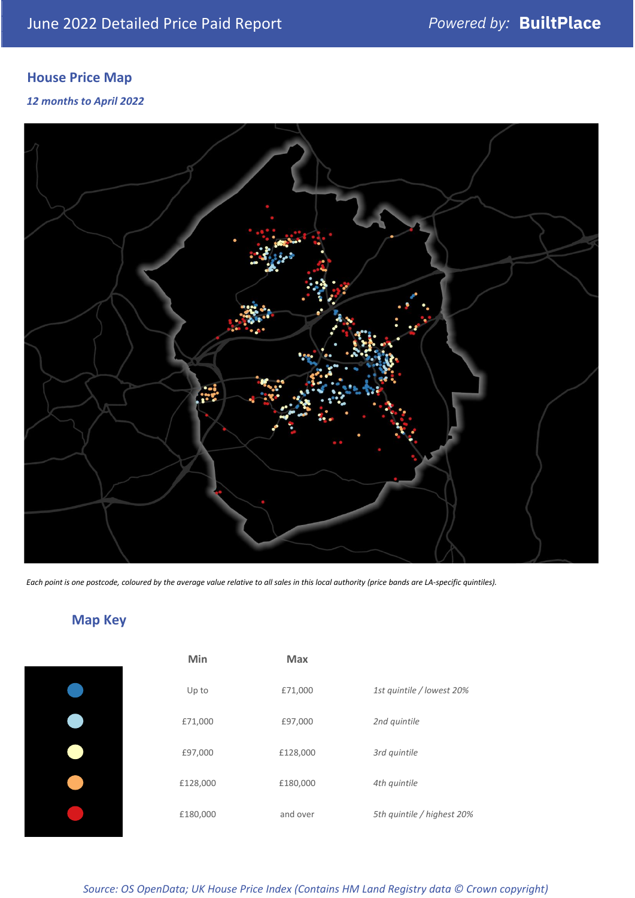# June 2022 Detailed Price Paid Report

*Powered by:* **BuiltPlace**

## House Price Map

*12 months to April 2022*

*Each point is one postcode, coloured by the average value relative to all sales in this local authority (price bands are LA-specific quintiles).*

## Map Key

| | Min | Max | |
|---|---|---|---|
| | Up to | £71,000 | *1st quintile / lowest 20%* |
| | £71,000 | £97,000 | *2nd quintile* |
| | £97,000 | £128,000 | *3rd quintile* |
| | £128,000 | £180,000 | *4th quintile* |
| | £180,000 | and over | *5th quintile / highest 20%* |

*Source: OS OpenData; UK House Price Index (Contains HM Land Registry data © Crown copyright)*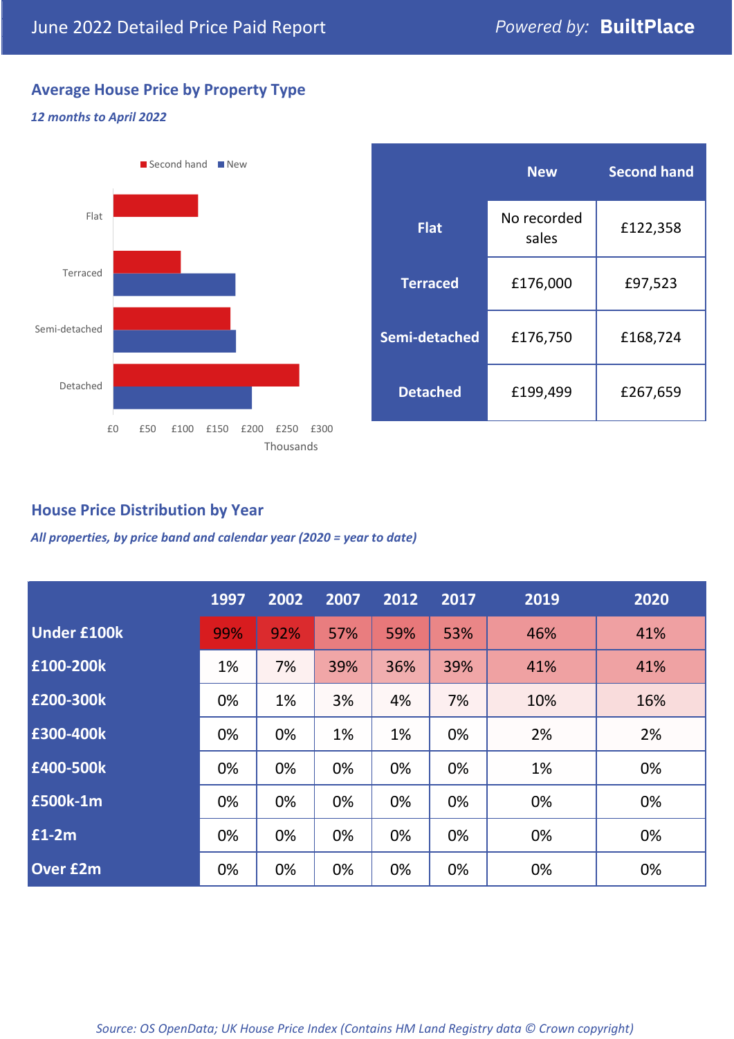# June 2022 Detailed Price Paid Report

*Powered by:* **BuiltPlace**

## Average House Price by Property Type

***12 months to April 2022***

|  | New | Second hand |
|---|---|---|
| **Flat** | No recorded sales | £122,358 |
| **Terraced** | £176,000 | £97,523 |
| **Semi-detached** | £176,750 | £168,724 |
| **Detached** | £199,499 | £267,659 |

## House Price Distribution by Year

***All properties, by price band and calendar year (2020 = year to date)***

|  | 1997 | 2002 | 2007 | 2012 | 2017 | 2019 | 2020 |
|---|---|---|---|---|---|---|---|
| **Under £100k** | 99% | 92% | 57% | 59% | 53% | 46% | 41% |
| **£100-200k** | 1% | 7% | 39% | 36% | 39% | 41% | 41% |
| **£200-300k** | 0% | 1% | 3% | 4% | 7% | 10% | 16% |
| **£300-400k** | 0% | 0% | 1% | 1% | 0% | 2% | 2% |
| **£400-500k** | 0% | 0% | 0% | 0% | 0% | 1% | 0% |
| **£500k-1m** | 0% | 0% | 0% | 0% | 0% | 0% | 0% |
| **£1-2m** | 0% | 0% | 0% | 0% | 0% | 0% | 0% |
| **Over £2m** | 0% | 0% | 0% | 0% | 0% | 0% | 0% |

*Source: OS OpenData; UK House Price Index (Contains HM Land Registry data © Crown copyright)*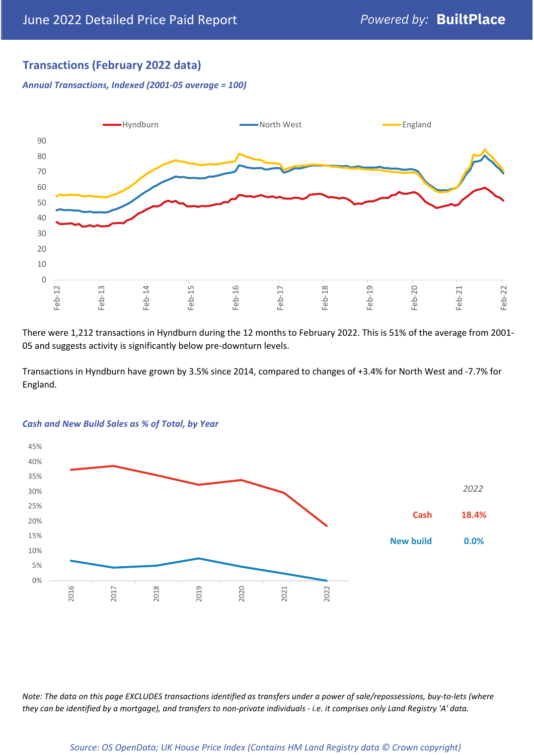## Transactions (February 2022 data)

*Annual Transactions, Indexed (2001-05 average = 100)*

There were 1,212 transactions in Hyndburn during the 12 months to February 2022. This is 51% of the average from 2001-05 and suggests activity is significantly below pre-downturn levels.

Transactions in Hyndburn have grown by 3.5% since 2014, compared to changes of +3.4% for North West and -7.7% for England.

*Cash and New Build Sales as % of Total, by Year*

*2022*

| | |
|---|---|
| Cash | 18.4% |
| New build | 0.0% |

*Note: The data on this page EXCLUDES transactions identified as transfers under a power of sale/repossessions, buy-to-lets (where they can be identified by a mortgage), and transfers to non-private individuals - i.e. it comprises only Land Registry 'A' data.*

*Source: OS OpenData; UK House Price Index (Contains HM Land Registry data © Crown copyright)*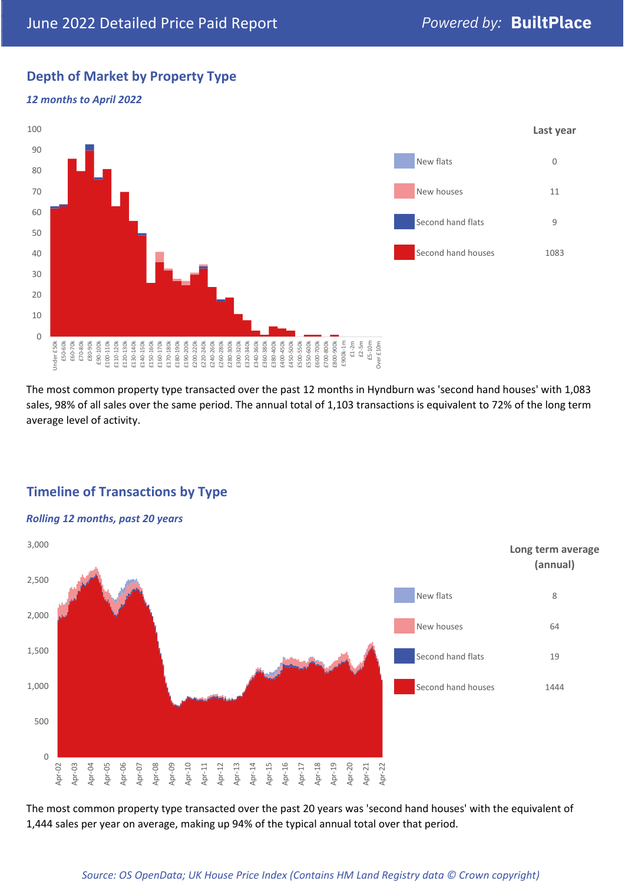June 2022 Detailed Price Paid Report

Powered by: **BuiltPlace**

## Depth of Market by Property Type

*12 months to April 2022*

100
90
80
70
60
50
40
30
20
10
0

Under £50k, £50-60k, £60-70k, £70-80k, £80-90k, £90-100k, £100-110k, £110-120k, £120-130k, £130-140k, £140-150k, £150-160k, £160-170k, £170-180k, £180-190k, £190-200k, £200-220k, £220-240k, £240-260k, £260-280k, £280-300k, £300-320k, £320-340k, £340-360k, £360-380k, £380-400k, £400-450k, £450-500k, £500-550k, £550-600k, £600-700k, £700-800k, £800-900k, £900k-1m, £1-2m, £2-5m, £5-10m, Over £10m

Last year

New flats 0
New houses 11
Second hand flats 9
Second hand houses 1083

The most common property type transacted over the past 12 months in Hyndburn was 'second hand houses' with 1,083 sales, 98% of all sales over the same period. The annual total of 1,103 transactions is equivalent to 72% of the long term average level of activity.

## Timeline of Transactions by Type

*Rolling 12 months, past 20 years*

3,000
2,500
2,000
1,500
1,000
500
0

Apr-02, Apr-03, Apr-04, Apr-05, Apr-06, Apr-07, Apr-08, Apr-09, Apr-10, Apr-11, Apr-12, Apr-13, Apr-14, Apr-15, Apr-16, Apr-17, Apr-18, Apr-19, Apr-20, Apr-21, Apr-22

Long term average (annual)

New flats 8
New houses 64
Second hand flats 19
Second hand houses 1444

The most common property type transacted over the past 20 years was 'second hand houses' with the equivalent of 1,444 sales per year on average, making up 94% of the typical annual total over that period.

*Source: OS OpenData; UK House Price Index (Contains HM Land Registry data © Crown copyright)*